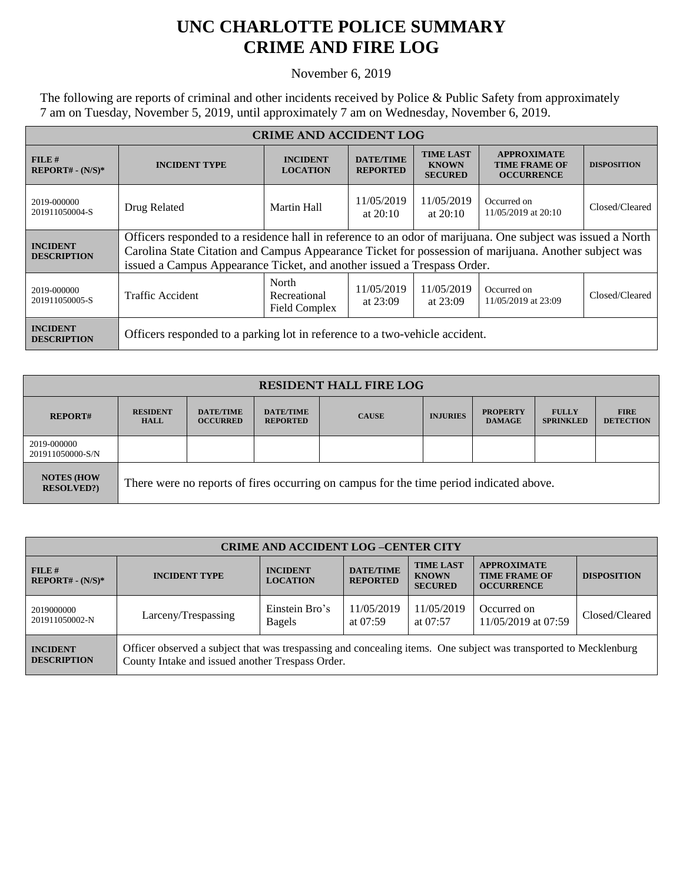# UNC CHARLOTTE POLICE SUMMARY
# CRIME AND FIRE LOG

November 6, 2019

The following are reports of criminal and other incidents received by Police & Public Safety from approximately 7 am on Tuesday, November 5, 2019, until approximately 7 am on Wednesday, November 6, 2019.

| CRIME AND ACCIDENT LOG | | | | | | |
|---|---|---|---|---|---|---|
| **FILE # REPORT# - (N/S)*** | **INCIDENT TYPE** | **INCIDENT LOCATION** | **DATE/TIME REPORTED** | **TIME LAST KNOWN SECURED** | **APPROXIMATE TIME FRAME OF OCCURRENCE** | **DISPOSITION** |
| 2019-000000 201911050004-S | Drug Related | Martin Hall | 11/05/2019 at 20:10 | 11/05/2019 at 20:10 | Occurred on 11/05/2019 at 20:10 | Closed/Cleared |
| **INCIDENT DESCRIPTION** | Officers responded to a residence hall in reference to an odor of marijuana. One subject was issued a North Carolina State Citation and Campus Appearance Ticket for possession of marijuana. Another subject was issued a Campus Appearance Ticket, and another issued a Trespass Order. | | | | | |
| 2019-000000 201911050005-S | Traffic Accident | North Recreational Field Complex | 11/05/2019 at 23:09 | 11/05/2019 at 23:09 | Occurred on 11/05/2019 at 23:09 | Closed/Cleared |
| **INCIDENT DESCRIPTION** | Officers responded to a parking lot in reference to a two-vehicle accident. | | | | | |

| RESIDENT HALL FIRE LOG | | | | | | | | |
|---|---|---|---|---|---|---|---|---|
| **REPORT#** | **RESIDENT HALL** | **DATE/TIME OCCURRED** | **DATE/TIME REPORTED** | **CAUSE** | **INJURIES** | **PROPERTY DAMAGE** | **FULLY SPRINKLED** | **FIRE DETECTION** |
| 2019-000000 201911050000-S/N | | | | | | | | |
| **NOTES (HOW RESOLVED?)** | There were no reports of fires occurring on campus for the time period indicated above. | | | | | | | |

| CRIME AND ACCIDENT LOG –CENTER CITY | | | | | | |
|---|---|---|---|---|---|---|
| **FILE # REPORT# - (N/S)*** | **INCIDENT TYPE** | **INCIDENT LOCATION** | **DATE/TIME REPORTED** | **TIME LAST KNOWN SECURED** | **APPROXIMATE TIME FRAME OF OCCURRENCE** | **DISPOSITION** |
| 2019000000 201911050002-N | Larceny/Trespassing | Einstein Bro's Bagels | 11/05/2019 at 07:59 | 11/05/2019 at 07:57 | Occurred on 11/05/2019 at 07:59 | Closed/Cleared |
| **INCIDENT DESCRIPTION** | Officer observed a subject that was trespassing and concealing items. One subject was transported to Mecklenburg County Intake and issued another Trespass Order. | | | | | |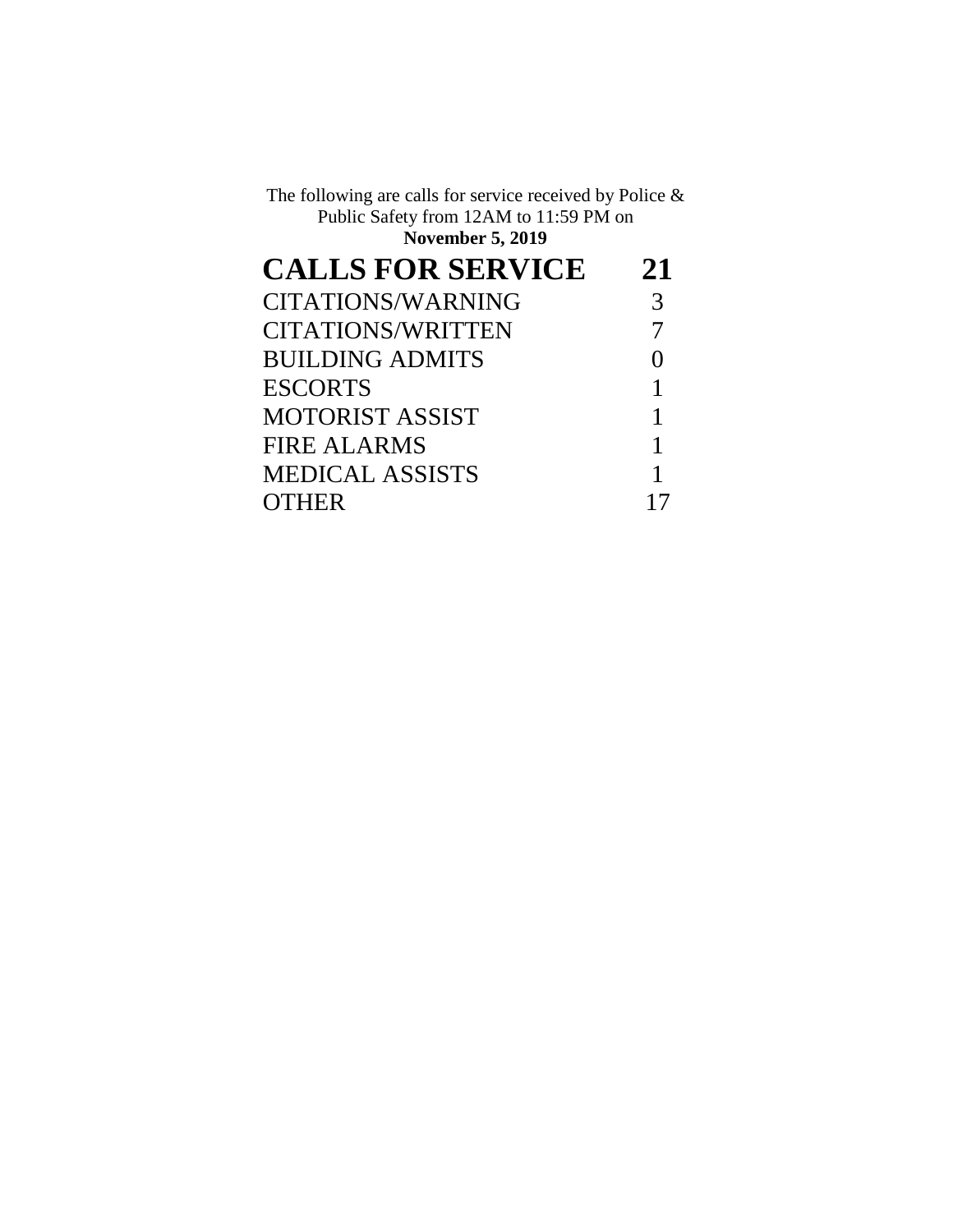The following are calls for service received by Police & Public Safety from 12AM to 11:59 PM on

**November 5, 2019**

| | |
|---|---|
| **CALLS FOR SERVICE** | **21** |
| CITATIONS/WARNING | 3 |
| CITATIONS/WRITTEN | 7 |
| BUILDING ADMITS | 0 |
| ESCORTS | 1 |
| MOTORIST ASSIST | 1 |
| FIRE ALARMS | 1 |
| MEDICAL ASSISTS | 1 |
| OTHER | 17 |